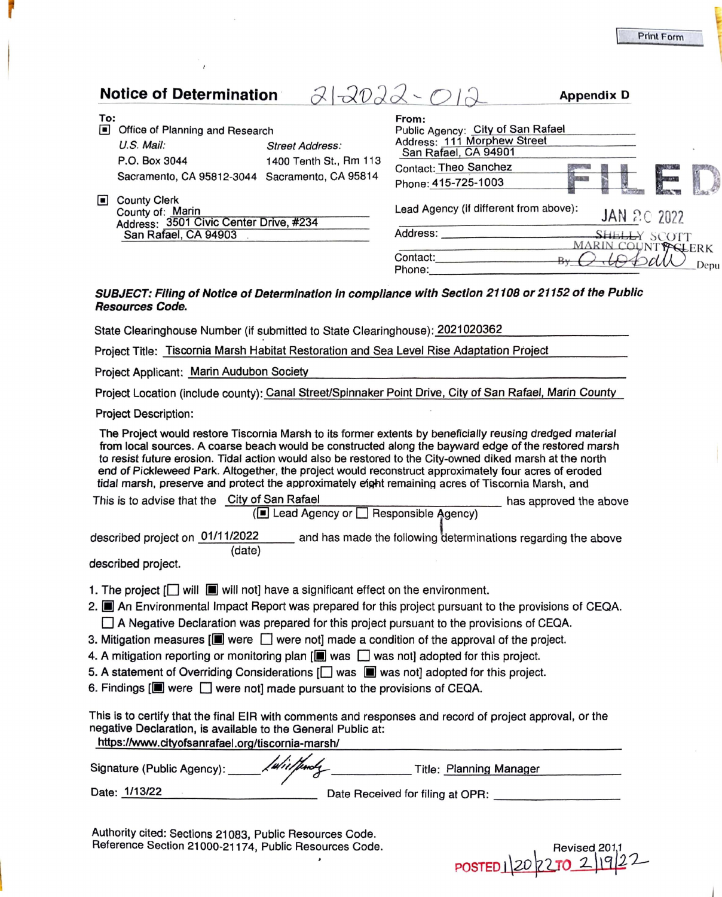Print Form

# Notice of Determination 21-2022-012 Appendix D

**To:**

■ Office of Planning and Research

| *U.S. Mail:* | *Street Address:* |
|---|---|
| P.O. Box 3044 | 1400 Tenth St., Rm 113 |
| Sacramento, CA 95812-3044 | Sacramento, CA 95814 |

■ County Clerk
County of: Marin
Address: 3501 Civic Center Drive, #234
San Rafael, CA 94903

**From:**

Public Agency: City of San Rafael
Address: 111 Morphew Street
San Rafael, CA 94901
Contact: Theo Sanchez
Phone: 415-725-1003

Lead Agency (if different from above):
Address:
Contact:
Phone:

FILED
JAN 20 2022
SHELLY SCOTT
MARIN COUNTY CLERK
By O. Lobato Deputy

***SUBJECT: Filing of Notice of Determination in compliance with Section 21108 or 21152 of the Public Resources Code.***

State Clearinghouse Number (if submitted to State Clearinghouse): 2021020362

Project Title: Tiscornia Marsh Habitat Restoration and Sea Level Rise Adaptation Project

Project Applicant: Marin Audubon Society

Project Location (include county): Canal Street/Spinnaker Point Drive, City of San Rafael, Marin County

Project Description:

The Project would restore Tiscornia Marsh to its former extents by beneficially reusing dredged material from local sources. A coarse beach would be constructed along the bayward edge of the restored marsh to resist future erosion. Tidal action would also be restored to the City-owned diked marsh at the north end of Pickleweed Park. Altogether, the project would reconstruct approximately four acres of eroded tidal marsh, preserve and protect the approximately eight remaining acres of Tiscornia Marsh, and

This is to advise that the City of San Rafael has approved the above
(■ Lead Agency or ☐ Responsible Agency)

described project on 01/11/2022 (date) and has made the following determinations regarding the above described project.

1. The project [☐ will ■ will not] have a significant effect on the environment.
2. ■ An Environmental Impact Report was prepared for this project pursuant to the provisions of CEQA.
   ☐ A Negative Declaration was prepared for this project pursuant to the provisions of CEQA.
3. Mitigation measures [■ were ☐ were not] made a condition of the approval of the project.
4. A mitigation reporting or monitoring plan [■ was ☐ was not] adopted for this project.
5. A statement of Overriding Considerations [☐ was ■ was not] adopted for this project.
6. Findings [■ were ☐ were not] made pursuant to the provisions of CEQA.

This is to certify that the final EIR with comments and responses and record of project approval, or the negative Declaration, is available to the General Public at:
https://www.cityofsanrafael.org/tiscornia-marsh/

Signature (Public Agency): *[signature]* Title: Planning Manager

Date: 1/13/22 Date Received for filing at OPR:

Authority cited: Sections 21083, Public Resources Code.
Reference Section 21000-21174, Public Resources Code.

Revised 2011

POSTED 1/20/22 TO 2/19/22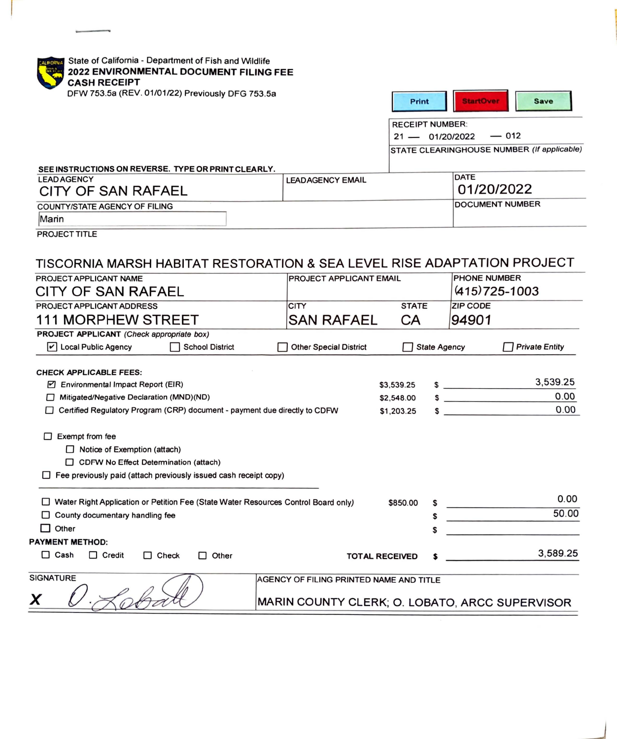State of California - Department of Fish and Wildlife

**2022 ENVIRONMENTAL DOCUMENT FILING FEE CASH RECEIPT**

DFW 753.5a (REV. 01/01/22) Previously DFG 753.5a

Print | StartOver | Save

| RECEIPT NUMBER: |
|---|
| 21 — 01/20/2022 — 012 |
| STATE CLEARINGHOUSE NUMBER *(If applicable)* |
| |

**SEE INSTRUCTIONS ON REVERSE. TYPE OR PRINT CLEARLY.**

| LEAD AGENCY | LEAD AGENCY EMAIL | DATE |
|---|---|---|
| CITY OF SAN RAFAEL | | 01/20/2022 |
| COUNTY/STATE AGENCY OF FILING | | DOCUMENT NUMBER |
| Marin | | |

PROJECT TITLE

TISCORNIA MARSH HABITAT RESTORATION & SEA LEVEL RISE ADAPTATION PROJECT

| PROJECT APPLICANT NAME | PROJECT APPLICANT EMAIL | | PHONE NUMBER |
|---|---|---|---|
| CITY OF SAN RAFAEL | | | (415)725-1003 |
| PROJECT APPLICANT ADDRESS | CITY | STATE | ZIP CODE |
| 111 MORPHEW STREET | SAN RAFAEL | CA | 94901 |

**PROJECT APPLICANT** *(Check appropriate box)*

☑ Local Public Agency ☐ School District ☐ Other Special District ☐ State Agency ☐ Private Entity

**CHECK APPLICABLE FEES:**

| | | | |
|---|---|---|---|
| ☑ Environmental Impact Report (EIR) | $3,539.25 | $ | 3,539.25 |
| ☐ Mitigated/Negative Declaration (MND)(ND) | $2,548.00 | $ | 0.00 |
| ☐ Certified Regulatory Program (CRP) document - payment due directly to CDFW | $1,203.25 | $ | 0.00 |

☐ Exempt from fee

- ☐ Notice of Exemption (attach)
- ☐ CDFW No Effect Determination (attach)

☐ Fee previously paid (attach previously issued cash receipt copy)

| | | | |
|---|---|---|---|
| ☐ Water Right Application or Petition Fee (State Water Resources Control Board only) | $850.00 | $ | 0.00 |
| ☐ County documentary handling fee | | $ | 50.00 |
| ☐ Other | | $ | |

**PAYMENT METHOD:**

☐ Cash ☐ Credit ☐ Check ☐ Other

**TOTAL RECEIVED** $ 3,589.25

| SIGNATURE | AGENCY OF FILING PRINTED NAME AND TITLE |
|---|---|
| X O. Lobato | MARIN COUNTY CLERK; O. LOBATO, ARCC SUPERVISOR |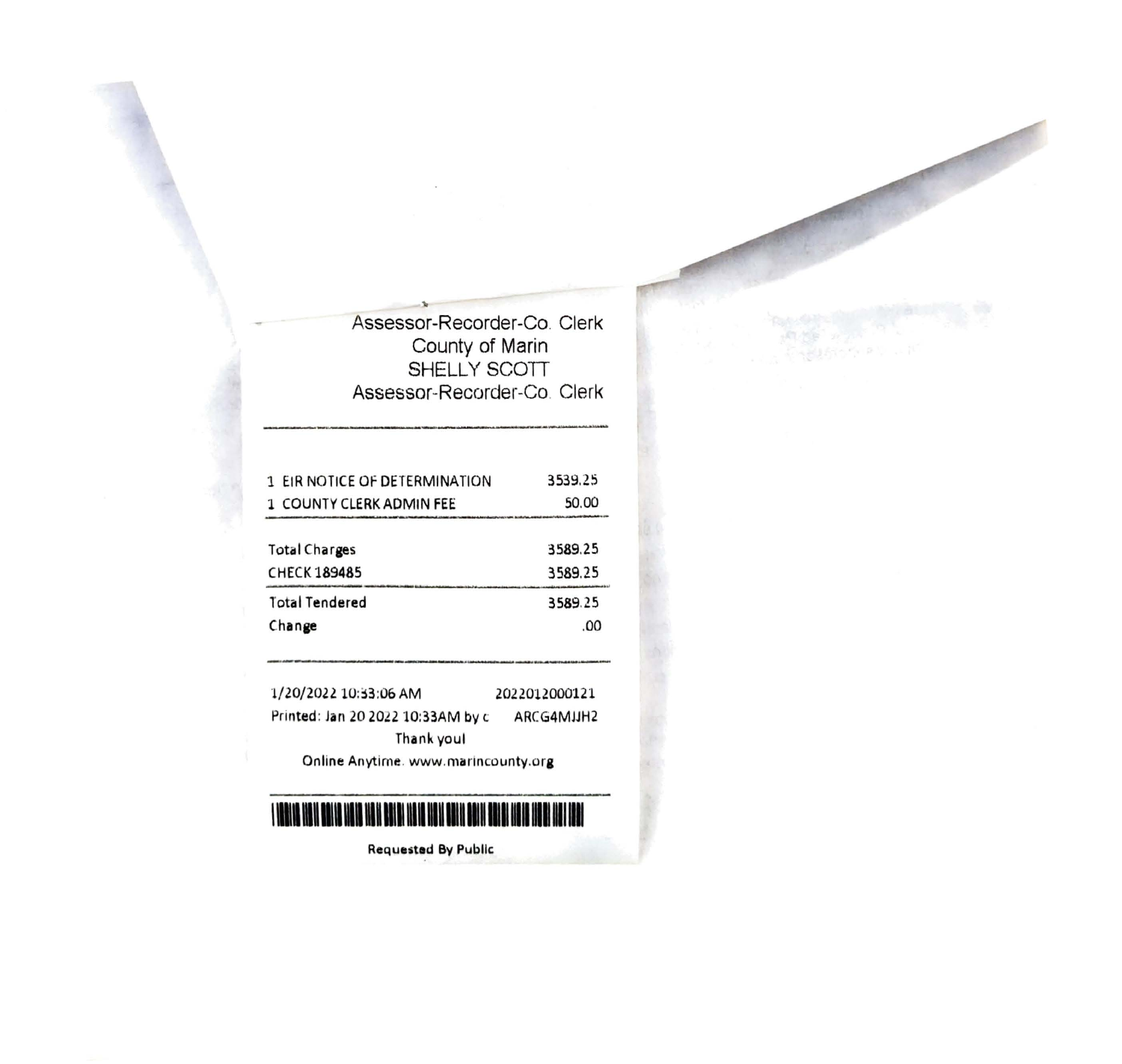Assessor-Recorder-Co. Clerk
County of Marin
SHELLY SCOTT
Assessor-Recorder-Co. Clerk

| | |
|---|---|
| 1 EIR NOTICE OF DETERMINATION | 3539.25 |
| 1 COUNTY CLERK ADMIN FEE | 50.00 |
| Total Charges | 3589.25 |
| CHECK 189485 | 3589.25 |
| Total Tendered | 3589.25 |
| Change | .00 |

1/20/2022 10:33:06 AM 2022012000121
Printed: Jan 20 2022 10:33AM by c ARCG4MJJH2

Thank you!

Online Anytime. www.marincounty.org

Requested By Public